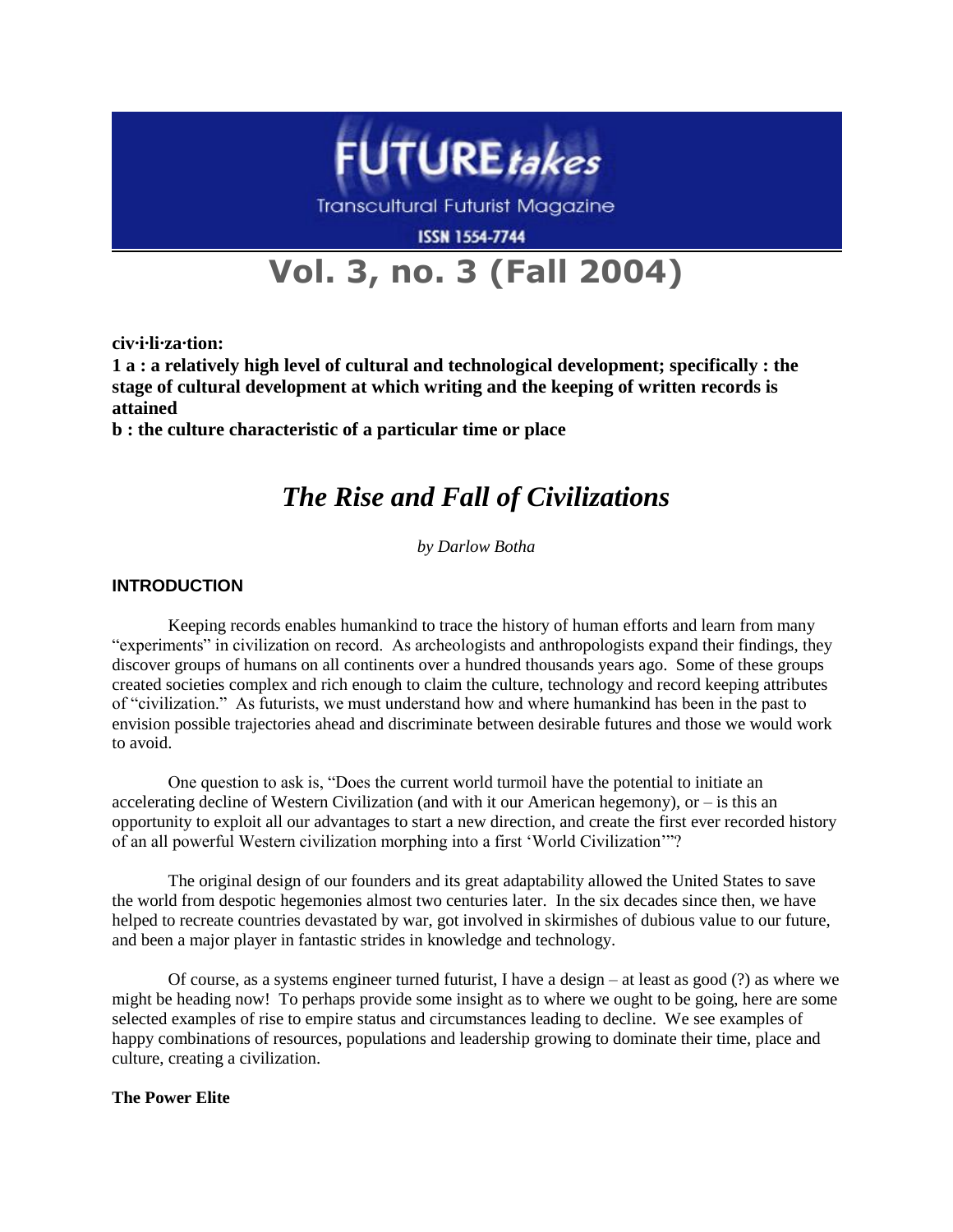# FUTURE*takes*

Transcultural Futurist Magazine

ISSN 1554-7744

## Vol. 3, no. 3 (Fall 2004)

**civ·i·li·za·tion:**
**1 a : a relatively high level of cultural and technological development; specifically : the stage of cultural development at which writing and the keeping of written records is attained**
**b : the culture characteristic of a particular time or place**

# *The Rise and Fall of Civilizations*

*by Darlow Botha*

### INTRODUCTION

Keeping records enables humankind to trace the history of human efforts and learn from many "experiments" in civilization on record. As archeologists and anthropologists expand their findings, they discover groups of humans on all continents over a hundred thousands years ago. Some of these groups created societies complex and rich enough to claim the culture, technology and record keeping attributes of "civilization." As futurists, we must understand how and where humankind has been in the past to envision possible trajectories ahead and discriminate between desirable futures and those we would work to avoid.

One question to ask is, "Does the current world turmoil have the potential to initiate an accelerating decline of Western Civilization (and with it our American hegemony), or – is this an opportunity to exploit all our advantages to start a new direction, and create the first ever recorded history of an all powerful Western civilization morphing into a first 'World Civilization'"?

The original design of our founders and its great adaptability allowed the United States to save the world from despotic hegemonies almost two centuries later. In the six decades since then, we have helped to recreate countries devastated by war, got involved in skirmishes of dubious value to our future, and been a major player in fantastic strides in knowledge and technology.

Of course, as a systems engineer turned futurist, I have a design – at least as good (?) as where we might be heading now! To perhaps provide some insight as to where we ought to be going, here are some selected examples of rise to empire status and circumstances leading to decline. We see examples of happy combinations of resources, populations and leadership growing to dominate their time, place and culture, creating a civilization.

**The Power Elite**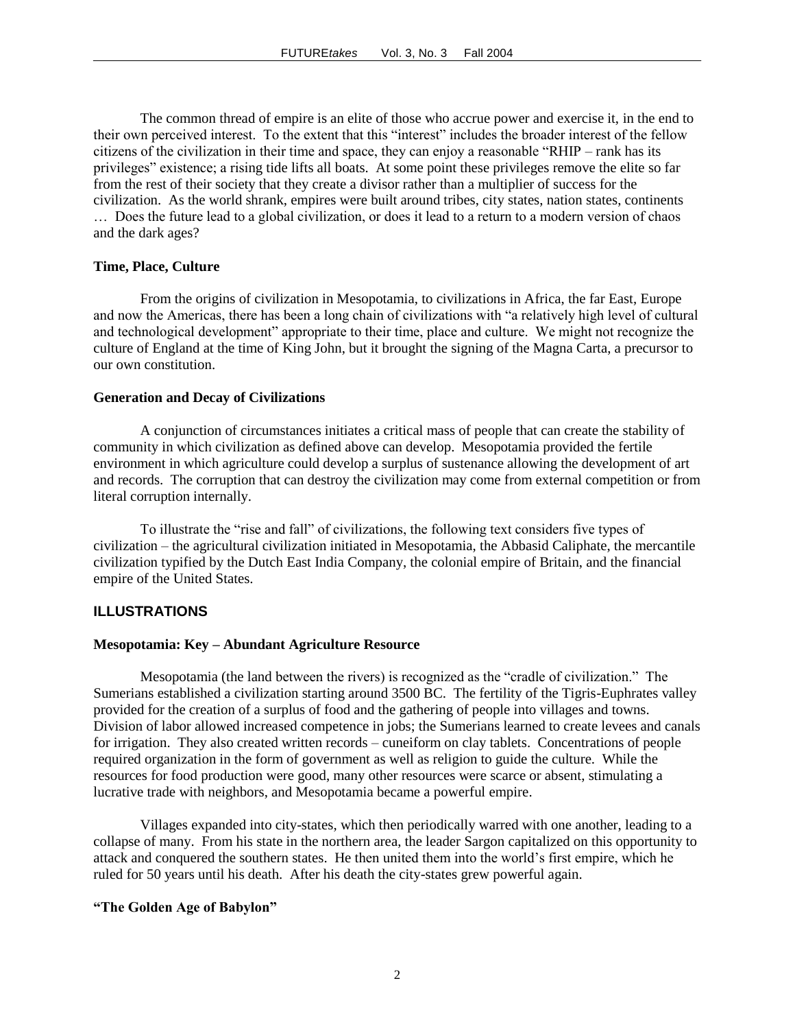The common thread of empire is an elite of those who accrue power and exercise it, in the end to their own perceived interest. To the extent that this "interest" includes the broader interest of the fellow citizens of the civilization in their time and space, they can enjoy a reasonable "RHIP – rank has its privileges" existence; a rising tide lifts all boats. At some point these privileges remove the elite so far from the rest of their society that they create a divisor rather than a multiplier of success for the civilization. As the world shrank, empires were built around tribes, city states, nation states, continents … Does the future lead to a global civilization, or does it lead to a return to a modern version of chaos and the dark ages?

**Time, Place, Culture**

From the origins of civilization in Mesopotamia, to civilizations in Africa, the far East, Europe and now the Americas, there has been a long chain of civilizations with "a relatively high level of cultural and technological development" appropriate to their time, place and culture. We might not recognize the culture of England at the time of King John, but it brought the signing of the Magna Carta, a precursor to our own constitution.

**Generation and Decay of Civilizations**

A conjunction of circumstances initiates a critical mass of people that can create the stability of community in which civilization as defined above can develop. Mesopotamia provided the fertile environment in which agriculture could develop a surplus of sustenance allowing the development of art and records. The corruption that can destroy the civilization may come from external competition or from literal corruption internally.

To illustrate the "rise and fall" of civilizations, the following text considers five types of civilization – the agricultural civilization initiated in Mesopotamia, the Abbasid Caliphate, the mercantile civilization typified by the Dutch East India Company, the colonial empire of Britain, and the financial empire of the United States.

## ILLUSTRATIONS

**Mesopotamia: Key – Abundant Agriculture Resource**

Mesopotamia (the land between the rivers) is recognized as the "cradle of civilization." The Sumerians established a civilization starting around 3500 BC. The fertility of the Tigris-Euphrates valley provided for the creation of a surplus of food and the gathering of people into villages and towns. Division of labor allowed increased competence in jobs; the Sumerians learned to create levees and canals for irrigation. They also created written records – cuneiform on clay tablets. Concentrations of people required organization in the form of government as well as religion to guide the culture. While the resources for food production were good, many other resources were scarce or absent, stimulating a lucrative trade with neighbors, and Mesopotamia became a powerful empire.

Villages expanded into city-states, which then periodically warred with one another, leading to a collapse of many. From his state in the northern area, the leader Sargon capitalized on this opportunity to attack and conquered the southern states. He then united them into the world's first empire, which he ruled for 50 years until his death. After his death the city-states grew powerful again.

**"The Golden Age of Babylon"**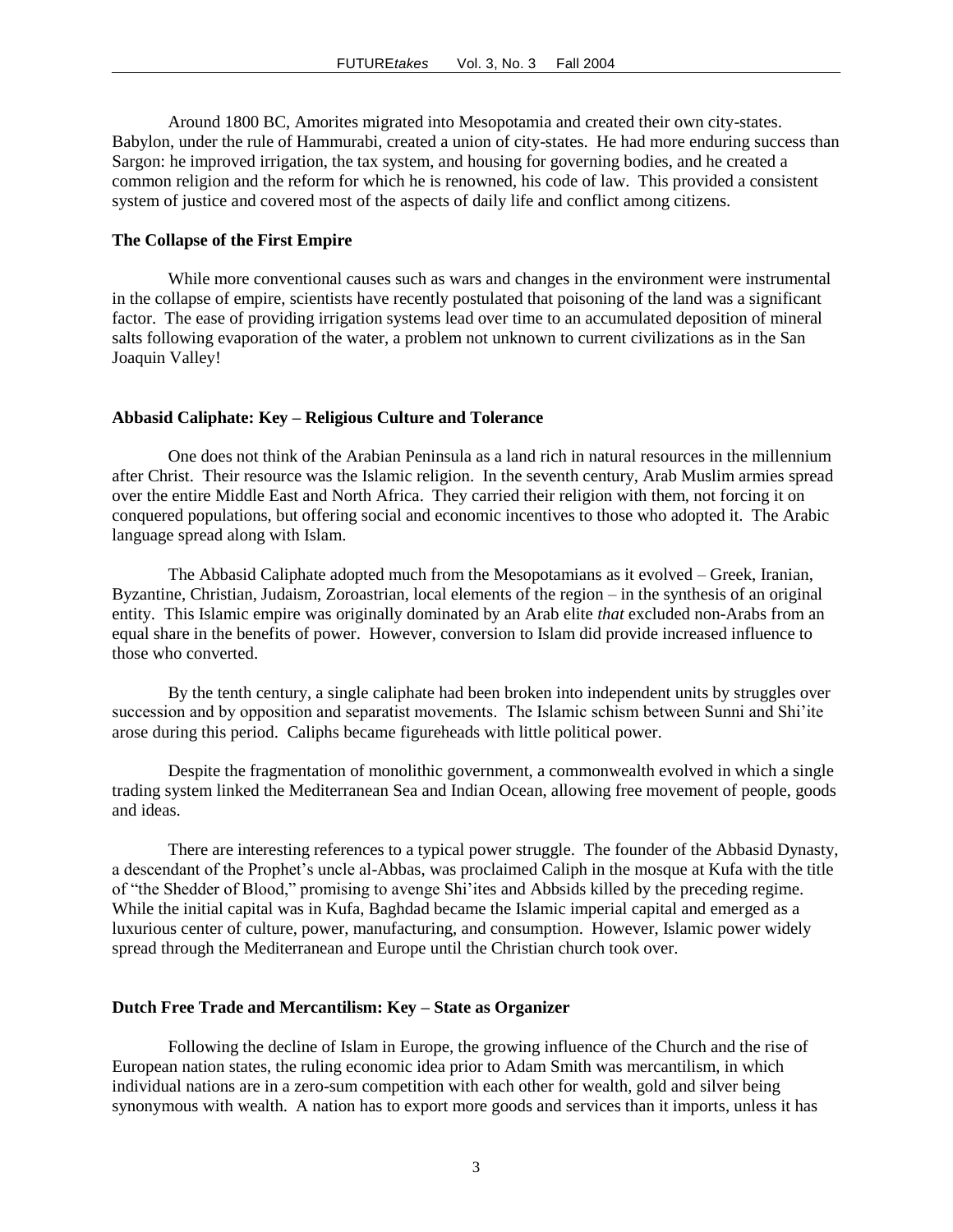Around 1800 BC, Amorites migrated into Mesopotamia and created their own city-states. Babylon, under the rule of Hammurabi, created a union of city-states. He had more enduring success than Sargon: he improved irrigation, the tax system, and housing for governing bodies, and he created a common religion and the reform for which he is renowned, his code of law. This provided a consistent system of justice and covered most of the aspects of daily life and conflict among citizens.

**The Collapse of the First Empire**

While more conventional causes such as wars and changes in the environment were instrumental in the collapse of empire, scientists have recently postulated that poisoning of the land was a significant factor. The ease of providing irrigation systems lead over time to an accumulated deposition of mineral salts following evaporation of the water, a problem not unknown to current civilizations as in the San Joaquin Valley!

**Abbasid Caliphate: Key – Religious Culture and Tolerance**

One does not think of the Arabian Peninsula as a land rich in natural resources in the millennium after Christ. Their resource was the Islamic religion. In the seventh century, Arab Muslim armies spread over the entire Middle East and North Africa. They carried their religion with them, not forcing it on conquered populations, but offering social and economic incentives to those who adopted it. The Arabic language spread along with Islam.

The Abbasid Caliphate adopted much from the Mesopotamians as it evolved – Greek, Iranian, Byzantine, Christian, Judaism, Zoroastrian, local elements of the region – in the synthesis of an original entity. This Islamic empire was originally dominated by an Arab elite *that* excluded non-Arabs from an equal share in the benefits of power. However, conversion to Islam did provide increased influence to those who converted.

By the tenth century, a single caliphate had been broken into independent units by struggles over succession and by opposition and separatist movements. The Islamic schism between Sunni and Shi'ite arose during this period. Caliphs became figureheads with little political power.

Despite the fragmentation of monolithic government, a commonwealth evolved in which a single trading system linked the Mediterranean Sea and Indian Ocean, allowing free movement of people, goods and ideas.

There are interesting references to a typical power struggle. The founder of the Abbasid Dynasty, a descendant of the Prophet's uncle al-Abbas, was proclaimed Caliph in the mosque at Kufa with the title of "the Shedder of Blood," promising to avenge Shi'ites and Abbsids killed by the preceding regime. While the initial capital was in Kufa, Baghdad became the Islamic imperial capital and emerged as a luxurious center of culture, power, manufacturing, and consumption. However, Islamic power widely spread through the Mediterranean and Europe until the Christian church took over.

**Dutch Free Trade and Mercantilism: Key – State as Organizer**

Following the decline of Islam in Europe, the growing influence of the Church and the rise of European nation states, the ruling economic idea prior to Adam Smith was mercantilism, in which individual nations are in a zero-sum competition with each other for wealth, gold and silver being synonymous with wealth. A nation has to export more goods and services than it imports, unless it has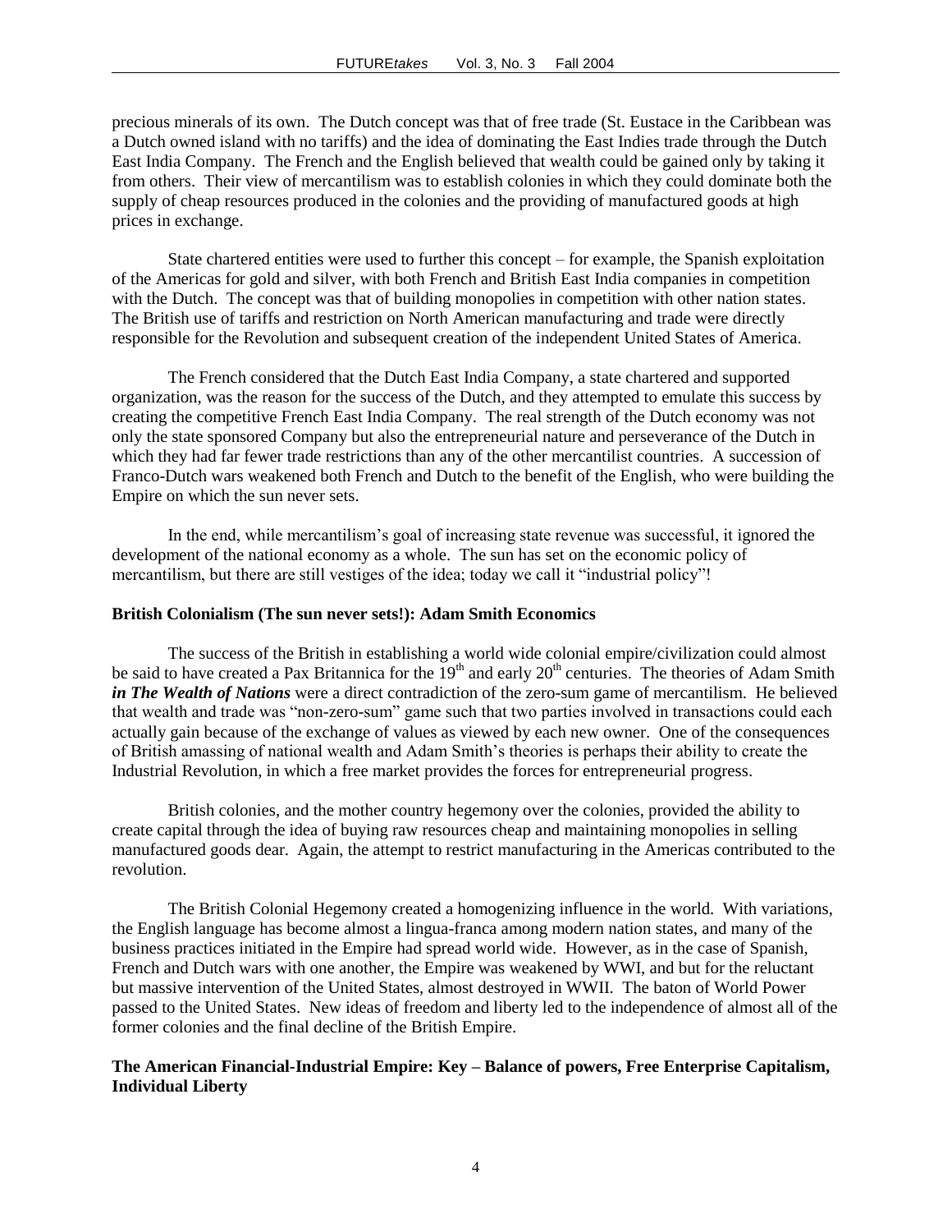precious minerals of its own. The Dutch concept was that of free trade (St. Eustace in the Caribbean was a Dutch owned island with no tariffs) and the idea of dominating the East Indies trade through the Dutch East India Company. The French and the English believed that wealth could be gained only by taking it from others. Their view of mercantilism was to establish colonies in which they could dominate both the supply of cheap resources produced in the colonies and the providing of manufactured goods at high prices in exchange.

State chartered entities were used to further this concept – for example, the Spanish exploitation of the Americas for gold and silver, with both French and British East India companies in competition with the Dutch. The concept was that of building monopolies in competition with other nation states. The British use of tariffs and restriction on North American manufacturing and trade were directly responsible for the Revolution and subsequent creation of the independent United States of America.

The French considered that the Dutch East India Company, a state chartered and supported organization, was the reason for the success of the Dutch, and they attempted to emulate this success by creating the competitive French East India Company. The real strength of the Dutch economy was not only the state sponsored Company but also the entrepreneurial nature and perseverance of the Dutch in which they had far fewer trade restrictions than any of the other mercantilist countries. A succession of Franco-Dutch wars weakened both French and Dutch to the benefit of the English, who were building the Empire on which the sun never sets.

In the end, while mercantilism's goal of increasing state revenue was successful, it ignored the development of the national economy as a whole. The sun has set on the economic policy of mercantilism, but there are still vestiges of the idea; today we call it "industrial policy"!

**British Colonialism (The sun never sets!): Adam Smith Economics**

The success of the British in establishing a world wide colonial empire/civilization could almost be said to have created a Pax Britannica for the 19th and early 20th centuries. The theories of Adam Smith ***in The Wealth of Nations*** were a direct contradiction of the zero-sum game of mercantilism. He believed that wealth and trade was "non-zero-sum" game such that two parties involved in transactions could each actually gain because of the exchange of values as viewed by each new owner. One of the consequences of British amassing of national wealth and Adam Smith's theories is perhaps their ability to create the Industrial Revolution, in which a free market provides the forces for entrepreneurial progress.

British colonies, and the mother country hegemony over the colonies, provided the ability to create capital through the idea of buying raw resources cheap and maintaining monopolies in selling manufactured goods dear. Again, the attempt to restrict manufacturing in the Americas contributed to the revolution.

The British Colonial Hegemony created a homogenizing influence in the world. With variations, the English language has become almost a lingua-franca among modern nation states, and many of the business practices initiated in the Empire had spread world wide. However, as in the case of Spanish, French and Dutch wars with one another, the Empire was weakened by WWI, and but for the reluctant but massive intervention of the United States, almost destroyed in WWII. The baton of World Power passed to the United States. New ideas of freedom and liberty led to the independence of almost all of the former colonies and the final decline of the British Empire.

**The American Financial-Industrial Empire: Key – Balance of powers, Free Enterprise Capitalism, Individual Liberty**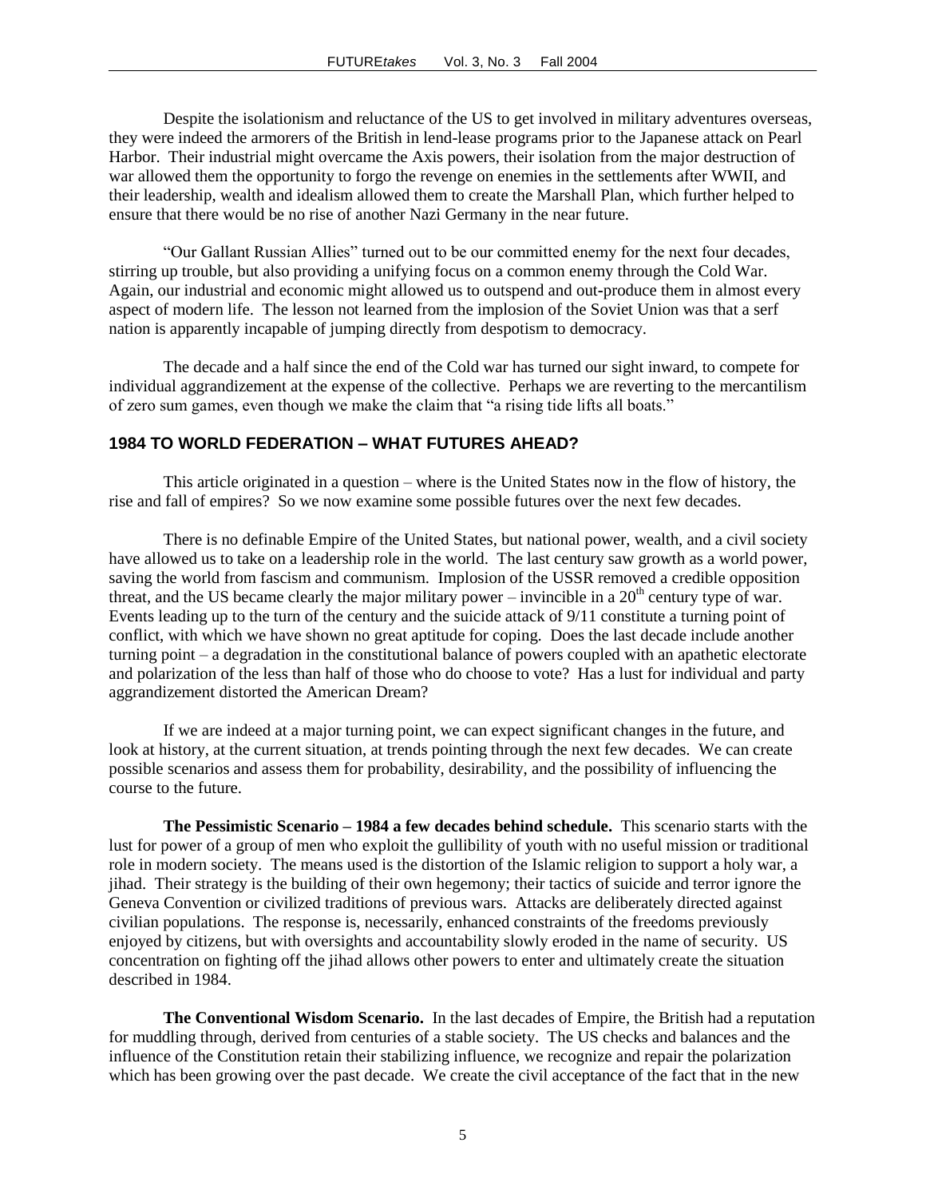Despite the isolationism and reluctance of the US to get involved in military adventures overseas, they were indeed the armorers of the British in lend-lease programs prior to the Japanese attack on Pearl Harbor. Their industrial might overcame the Axis powers, their isolation from the major destruction of war allowed them the opportunity to forgo the revenge on enemies in the settlements after WWII, and their leadership, wealth and idealism allowed them to create the Marshall Plan, which further helped to ensure that there would be no rise of another Nazi Germany in the near future.

"Our Gallant Russian Allies" turned out to be our committed enemy for the next four decades, stirring up trouble, but also providing a unifying focus on a common enemy through the Cold War. Again, our industrial and economic might allowed us to outspend and out-produce them in almost every aspect of modern life. The lesson not learned from the implosion of the Soviet Union was that a serf nation is apparently incapable of jumping directly from despotism to democracy.

The decade and a half since the end of the Cold war has turned our sight inward, to compete for individual aggrandizement at the expense of the collective. Perhaps we are reverting to the mercantilism of zero sum games, even though we make the claim that "a rising tide lifts all boats."

### 1984 TO WORLD FEDERATION – WHAT FUTURES AHEAD?

This article originated in a question – where is the United States now in the flow of history, the rise and fall of empires? So we now examine some possible futures over the next few decades.

There is no definable Empire of the United States, but national power, wealth, and a civil society have allowed us to take on a leadership role in the world. The last century saw growth as a world power, saving the world from fascism and communism. Implosion of the USSR removed a credible opposition threat, and the US became clearly the major military power – invincible in a 20th century type of war. Events leading up to the turn of the century and the suicide attack of 9/11 constitute a turning point of conflict, with which we have shown no great aptitude for coping. Does the last decade include another turning point – a degradation in the constitutional balance of powers coupled with an apathetic electorate and polarization of the less than half of those who do choose to vote? Has a lust for individual and party aggrandizement distorted the American Dream?

If we are indeed at a major turning point, we can expect significant changes in the future, and look at history, at the current situation, at trends pointing through the next few decades. We can create possible scenarios and assess them for probability, desirability, and the possibility of influencing the course to the future.

**The Pessimistic Scenario – 1984 a few decades behind schedule.** This scenario starts with the lust for power of a group of men who exploit the gullibility of youth with no useful mission or traditional role in modern society. The means used is the distortion of the Islamic religion to support a holy war, a jihad. Their strategy is the building of their own hegemony; their tactics of suicide and terror ignore the Geneva Convention or civilized traditions of previous wars. Attacks are deliberately directed against civilian populations. The response is, necessarily, enhanced constraints of the freedoms previously enjoyed by citizens, but with oversights and accountability slowly eroded in the name of security. US concentration on fighting off the jihad allows other powers to enter and ultimately create the situation described in 1984.

**The Conventional Wisdom Scenario.** In the last decades of Empire, the British had a reputation for muddling through, derived from centuries of a stable society. The US checks and balances and the influence of the Constitution retain their stabilizing influence, we recognize and repair the polarization which has been growing over the past decade. We create the civil acceptance of the fact that in the new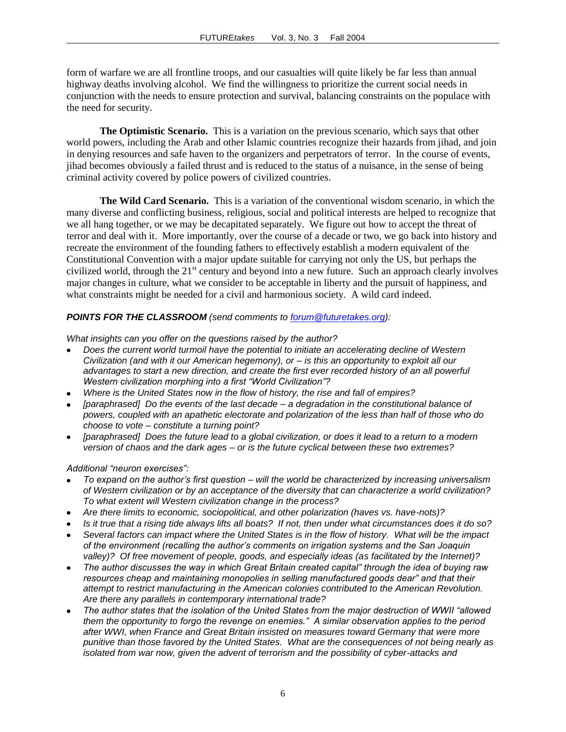form of warfare we are all frontline troops, and our casualties will quite likely be far less than annual highway deaths involving alcohol. We find the willingness to prioritize the current social needs in conjunction with the needs to ensure protection and survival, balancing constraints on the populace with the need for security.

**The Optimistic Scenario.** This is a variation on the previous scenario, which says that other world powers, including the Arab and other Islamic countries recognize their hazards from jihad, and join in denying resources and safe haven to the organizers and perpetrators of terror. In the course of events, jihad becomes obviously a failed thrust and is reduced to the status of a nuisance, in the sense of being criminal activity covered by police powers of civilized countries.

**The Wild Card Scenario.** This is a variation of the conventional wisdom scenario, in which the many diverse and conflicting business, religious, social and political interests are helped to recognize that we all hang together, or we may be decapitated separately. We figure out how to accept the threat of terror and deal with it. More importantly, over the course of a decade or two, we go back into history and recreate the environment of the founding fathers to effectively establish a modern equivalent of the Constitutional Convention with a major update suitable for carrying not only the US, but perhaps the civilized world, through the 21st century and beyond into a new future. Such an approach clearly involves major changes in culture, what we consider to be acceptable in liberty and the pursuit of happiness, and what constraints might be needed for a civil and harmonious society. A wild card indeed.

***POINTS FOR THE CLASSROOM*** *(send comments to forum@futuretakes.org):*

*What insights can you offer on the questions raised by the author?*

- *Does the current world turmoil have the potential to initiate an accelerating decline of Western Civilization (and with it our American hegemony), or – is this an opportunity to exploit all our advantages to start a new direction, and create the first ever recorded history of an all powerful Western civilization morphing into a first "World Civilization"?*
- *Where is the United States now in the flow of history, the rise and fall of empires?*
- *[paraphrased] Do the events of the last decade – a degradation in the constitutional balance of powers, coupled with an apathetic electorate and polarization of the less than half of those who do choose to vote – constitute a turning point?*
- *[paraphrased] Does the future lead to a global civilization, or does it lead to a return to a modern version of chaos and the dark ages – or is the future cyclical between these two extremes?*

*Additional "neuron exercises":*

- *To expand on the author's first question – will the world be characterized by increasing universalism of Western civilization or by an acceptance of the diversity that can characterize a world civilization? To what extent will Western civilization change in the process?*
- *Are there limits to economic, sociopolitical, and other polarization (haves vs. have-nots)?*
- *Is it true that a rising tide always lifts all boats? If not, then under what circumstances does it do so?*
- *Several factors can impact where the United States is in the flow of history. What will be the impact of the environment (recalling the author's comments on irrigation systems and the San Joaquin valley)? Of free movement of people, goods, and especially ideas (as facilitated by the Internet)?*
- *The author discusses the way in which Great Britain created capital" through the idea of buying raw resources cheap and maintaining monopolies in selling manufactured goods dear" and that their attempt to restrict manufacturing in the American colonies contributed to the American Revolution. Are there any parallels in contemporary international trade?*
- *The author states that the isolation of the United States from the major destruction of WWII "allowed them the opportunity to forgo the revenge on enemies." A similar observation applies to the period after WWI, when France and Great Britain insisted on measures toward Germany that were more punitive than those favored by the United States. What are the consequences of not being nearly as isolated from war now, given the advent of terrorism and the possibility of cyber-attacks and*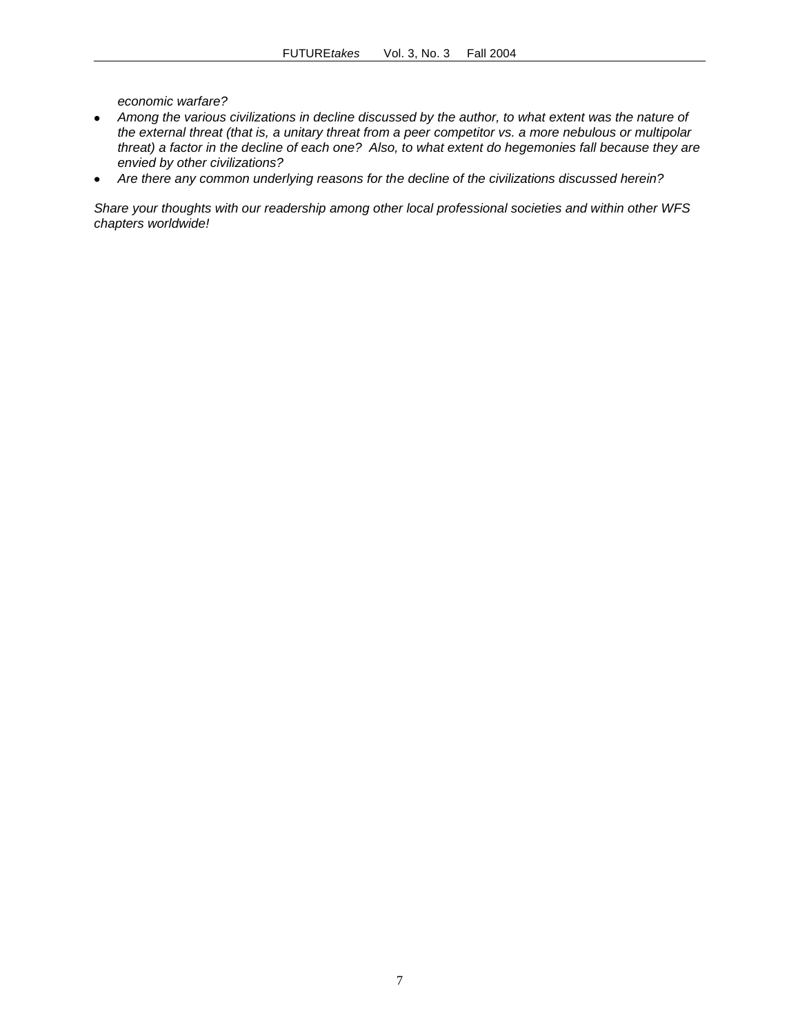*economic warfare?*

- *Among the various civilizations in decline discussed by the author, to what extent was the nature of the external threat (that is, a unitary threat from a peer competitor vs. a more nebulous or multipolar threat) a factor in the decline of each one? Also, to what extent do hegemonies fall because they are envied by other civilizations?*
- *Are there any common underlying reasons for the decline of the civilizations discussed herein?*

*Share your thoughts with our readership among other local professional societies and within other WFS chapters worldwide!*